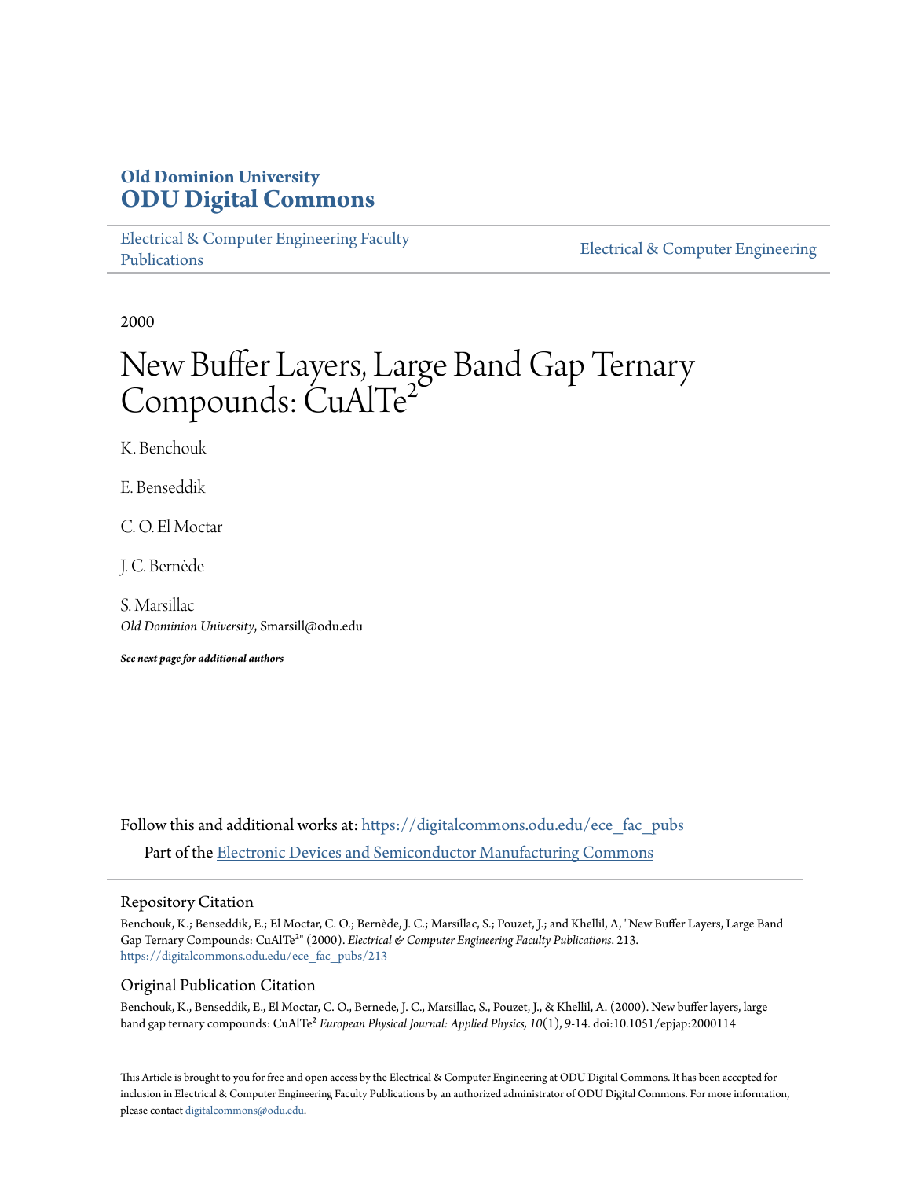**Old Dominion University**
**ODU Digital Commons**

Electrical & Computer Engineering Faculty Publications

Electrical & Computer Engineering

2000

# New Buffer Layers, Large Band Gap Ternary Compounds: $CuAlTe^2$

K. Benchouk

E. Benseddik

C. O. El Moctar

J. C. Bernède

S. Marsillac
*Old Dominion University*, Smarsill@odu.edu

***See next page for additional authors***

Follow this and additional works at: https://digitalcommons.odu.edu/ece_fac_pubs

Part of the Electronic Devices and Semiconductor Manufacturing Commons

## Repository Citation

Benchouk, K.; Benseddik, E.; El Moctar, C. O.; Bernède, J. C.; Marsillac, S.; Pouzet, J.; and Khellil, A, "New Buffer Layers, Large Band Gap Ternary Compounds: $CuAlTe^2$" (2000). *Electrical & Computer Engineering Faculty Publications*. 213.
https://digitalcommons.odu.edu/ece_fac_pubs/213

## Original Publication Citation

Benchouk, K., Benseddik, E., El Moctar, C. O., Bernede, J. C., Marsillac, S., Pouzet, J., & Khellil, A. (2000). New buffer layers, large band gap ternary compounds: $CuAlTe^2$ *European Physical Journal: Applied Physics, 10*(1), 9-14. doi:10.1051/epjap:2000114

This Article is brought to you for free and open access by the Electrical & Computer Engineering at ODU Digital Commons. It has been accepted for inclusion in Electrical & Computer Engineering Faculty Publications by an authorized administrator of ODU Digital Commons. For more information, please contact digitalcommons@odu.edu.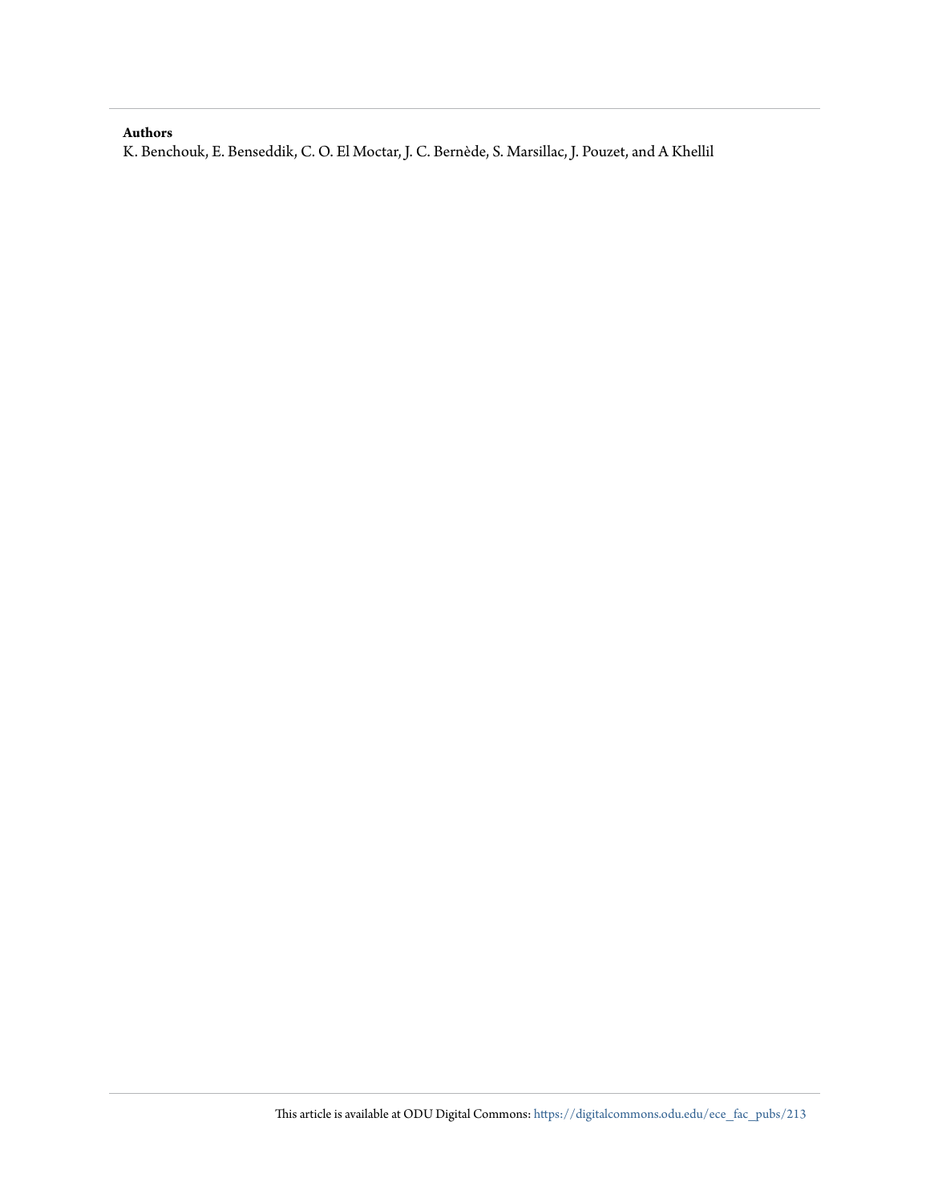**Authors**

K. Benchouk, E. Benseddik, C. O. El Moctar, J. C. Bernède, S. Marsillac, J. Pouzet, and A Khellil

This article is available at ODU Digital Commons: https://digitalcommons.odu.edu/ece_fac_pubs/213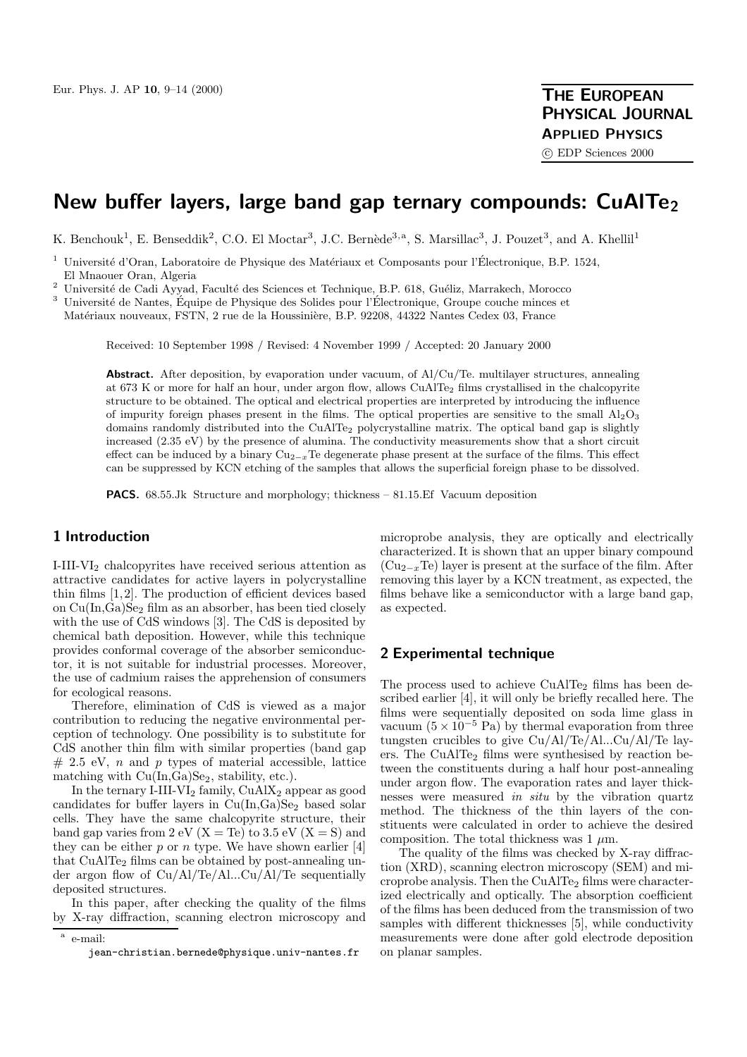# New buffer layers, large band gap ternary compounds: $CuAlTe_2$

K. Benchouk[1], E. Benseddik[2], C.O. El Moctar[3], J.C. Bernède[3,a], S. Marsillac[3], J. Pouzet[3], and A. Khellil[1]

[1] Université d'Oran, Laboratoire de Physique des Matériaux et Composants pour l'Électronique, B.P. 1524, El Mnaouer Oran, Algeria

[2] Université de Cadi Ayyad, Faculté des Sciences et Technique, B.P. 618, Guéliz, Marrakech, Morocco

[3] Université de Nantes, Équipe de Physique des Solides pour l'Électronique, Groupe couche minces et Matériaux nouveaux, FSTN, 2 rue de la Houssinière, B.P. 92208, 44322 Nantes Cedex 03, France

Received: 10 September 1998 / Revised: 4 November 1999 / Accepted: 20 January 2000

**Abstract.** After deposition, by evaporation under vacuum, of Al/Cu/Te. multilayer structures, annealing at 673 K or more for half an hour, under argon flow, allows $CuAlTe_2$ films crystallised in the chalcopyrite structure to be obtained. The optical and electrical properties are interpreted by introducing the influence of impurity foreign phases present in the films. The optical properties are sensitive to the small $Al_2O_3$ domains randomly distributed into the $CuAlTe_2$ polycrystalline matrix. The optical band gap is slightly increased (2.35 eV) by the presence of alumina. The conductivity measurements show that a short circuit effect can be induced by a binary $Cu_{2-x}Te$ degenerate phase present at the surface of the films. This effect can be suppressed by KCN etching of the samples that allows the superficial foreign phase to be dissolved.

**PACS.** 68.55.Jk Structure and morphology; thickness – 81.15.Ef Vacuum deposition

## 1 Introduction

I-III-$VI_2$ chalcopyrites have received serious attention as attractive candidates for active layers in polycrystalline thin films [1,2]. The production of efficient devices based on $Cu(In,Ga)Se_2$ film as an absorber, has been tied closely with the use of CdS windows [3]. The CdS is deposited by chemical bath deposition. However, while this technique provides conformal coverage of the absorber semiconductor, it is not suitable for industrial processes. Moreover, the use of cadmium raises the apprehension of consumers for ecological reasons.

Therefore, elimination of CdS is viewed as a major contribution to reducing the negative environmental perception of technology. One possibility is to substitute for CdS another thin film with similar properties (band gap # 2.5 eV, $n$ and $p$ types of material accessible, lattice matching with $Cu(In,Ga)Se_2$, stability, etc.).

In the ternary I-III-$VI_2$ family, $CuAlX_2$ appear as good candidates for buffer layers in $Cu(In,Ga)Se_2$ based solar cells. They have the same chalcopyrite structure, their band gap varies from 2 eV (X = Te) to 3.5 eV (X = S) and they can be either $p$ or $n$ type. We have shown earlier [4] that $CuAlTe_2$ films can be obtained by post-annealing under argon flow of Cu/Al/Te/Al...Cu/Al/Te sequentially deposited structures.

In this paper, after checking the quality of the films by X-ray diffraction, scanning electron microscopy and microprobe analysis, they are optically and electrically characterized. It is shown that an upper binary compound ($Cu_{2-x}Te$) layer is present at the surface of the film. After removing this layer by a KCN treatment, as expected, the films behave like a semiconductor with a large band gap, as expected.

## 2 Experimental technique

The process used to achieve $CuAlTe_2$ films has been described earlier [4], it will only be briefly recalled here. The films were sequentially deposited on soda lime glass in vacuum ($5 \times 10^{-5}$ Pa) by thermal evaporation from three tungsten crucibles to give Cu/Al/Te/Al...Cu/Al/Te layers. The $CuAlTe_2$ films were synthesised by reaction between the constituents during a half hour post-annealing under argon flow. The evaporation rates and layer thicknesses were measured *in situ* by the vibration quartz method. The thickness of the thin layers of the constituents were calculated in order to achieve the desired composition. The total thickness was 1 $\mu$m.

The quality of the films was checked by X-ray diffraction (XRD), scanning electron microscopy (SEM) and microprobe analysis. Then the $CuAlTe_2$ films were characterized electrically and optically. The absorption coefficient of the films has been deduced from the transmission of two samples with different thicknesses [5], while conductivity measurements were done after gold electrode deposition on planar samples.

[a] e-mail: jean-christian.bernede@physique.univ-nantes.fr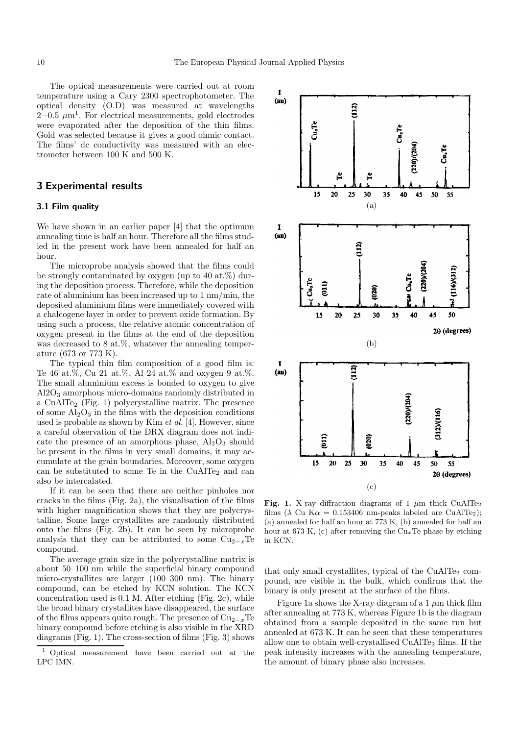The optical measurements were carried out at room temperature using a Cary 2300 spectrophotometer. The optical density (O.D) was measured at wavelengths 2−0.5 μm[1]. For electrical measurements, gold electrodes were evaporated after the deposition of the thin films. Gold was selected because it gives a good ohmic contact. The films' dc conductivity was measured with an electrometer between 100 K and 500 K.

## 3 Experimental results

### 3.1 Film quality

We have shown in an earlier paper [4] that the optimum annealing time is half an hour. Therefore all the films studied in the present work have been annealed for half an hour.

The microprobe analysis showed that the films could be strongly contaminated by oxygen (up to 40 at.%) during the deposition process. Therefore, while the deposition rate of aluminium has been increased up to 1 nm/min, the deposited aluminium films were immediately covered with a chalcogene layer in order to prevent oxide formation. By using such a process, the relative atomic concentration of oxygen present in the films at the end of the deposition was decreased to 8 at.%, whatever the annealing temperature (673 or 773 K).

The typical thin film composition of a good film is: Te 46 at.%, Cu 21 at.%, Al 24 at.% and oxygen 9 at.%. The small aluminium excess is bonded to oxygen to give Al2O3 amorphous micro-domains randomly distributed in a $CuAlTe_2$ (Fig. 1) polycrystalline matrix. The presence of some $Al_2O_3$ in the films with the deposition conditions used is probable as shown by Kim *et al.* [4]. However, since a careful observation of the DRX diagram does not indicate the presence of an amorphous phase, $Al_2O_3$ should be present in the films in very small domains, it may accumulate at the grain boundaries. Moreover, some oxygen can be substituted to some Te in the $CuAlTe_2$ and can also be intercalated.

If it can be seen that there are neither pinholes nor cracks in the films (Fig. 2a), the visualisation of the films with higher magnification shows that they are polycrystalline. Some large crystallites are randomly distributed onto the films (Fig. 2b). It can be seen by microprobe analysis that they can be attributed to some $Cu_{2-x}Te$ compound.

The average grain size in the polycrystalline matrix is about 50–100 nm while the superficial binary compound micro-crystallites are larger (100–300 nm). The binary compound, can be etched by KCN solution. The KCN concentration used is 0.1 M. After etching (Fig. 2c), while the broad binary crystallites have disappeared, the surface of the films appears quite rough. The presence of $Cu_{2-x}Te$ binary compound before etching is also visible in the XRD diagrams (Fig. 1). The cross-section of films (Fig. 3) shows that only small crystallites, typical of the $CuAlTe_2$ compound, are visible in the bulk, which confirms that the binary is only present at the surface of the films.

**Fig. 1.** X-ray diffraction diagrams of 1 μm thick $CuAlTe_2$ films (λ Cu Kα = 0.153406 nm-peaks labeled are $CuAlTe_2$); (a) annealed for half an hour at 773 K, (b) annealed for half an hour at 673 K, (c) after removing the $Cu_xTe$ phase by etching in KCN.

Figure 1a shows the X-ray diagram of a 1 μm thick film after annealing at 773 K, whereas Figure 1b is the diagram obtained from a sample deposited in the same run but annealed at 673 K. It can be seen that these temperatures allow one to obtain well-crystallised $CuAlTe_2$ films. If the peak intensity increases with the annealing temperature, the amount of binary phase also increases.

[1] Optical measurement have been carried out at the LPC IMN.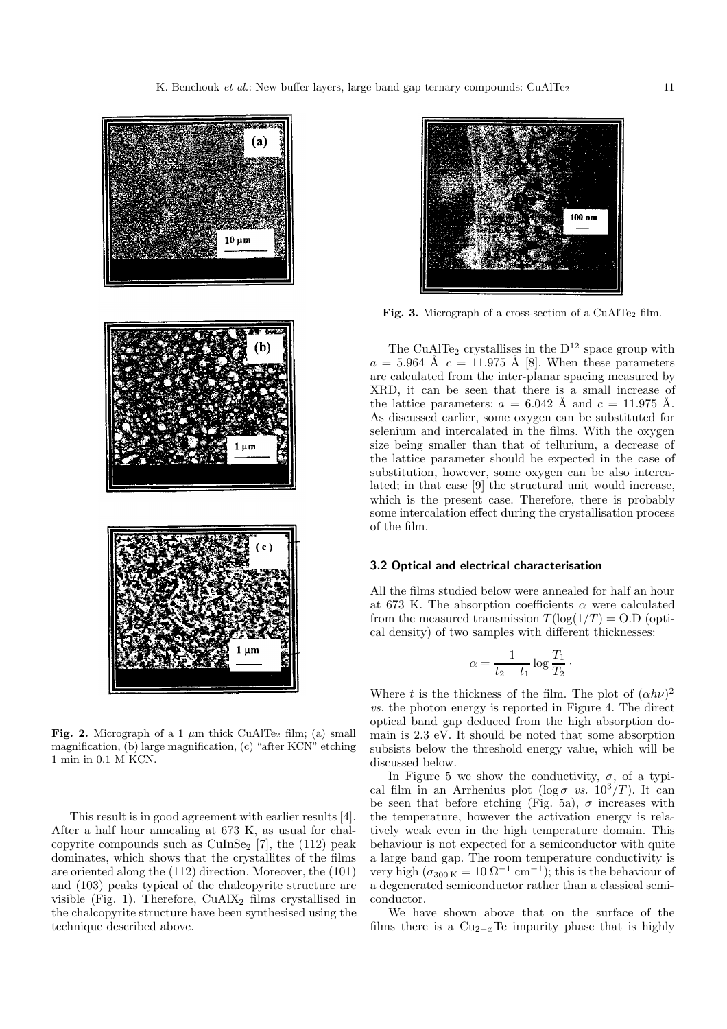Fig. 2. Micrograph of a 1 $\mu$m thick $CuAlTe_2$ film; (a) small magnification, (b) large magnification, (c) "after KCN" etching 1 min in 0.1 M KCN.

This result is in good agreement with earlier results [4]. After a half hour annealing at 673 K, as usual for chalcopyrite compounds such as $CuInSe_2$ [7], the (112) peak dominates, which shows that the crystallites of the films are oriented along the (112) direction. Moreover, the (101) and (103) peaks typical of the chalcopyrite structure are visible (Fig. 1). Therefore, $CuAlX_2$ films crystallised in the chalcopyrite structure have been synthesised using the technique described above.

Fig. 3. Micrograph of a cross-section of a $CuAlTe_2$ film.

The $CuAlTe_2$ crystallises in the $D^{12}$ space group with $a = 5.964$ Å $c = 11.975$ Å [8]. When these parameters are calculated from the inter-planar spacing measured by XRD, it can be seen that there is a small increase of the lattice parameters: $a = 6.042$ Å and $c = 11.975$ Å. As discussed earlier, some oxygen can be substituted for selenium and intercalated in the films. With the oxygen size being smaller than that of tellurium, a decrease of the lattice parameter should be expected in the case of substitution, however, some oxygen can be also intercalated; in that case [9] the structural unit would increase, which is the present case. Therefore, there is probably some intercalation effect during the crystallisation process of the film.

### 3.2 Optical and electrical characterisation

All the films studied below were annealed for half an hour at 673 K. The absorption coefficients $\alpha$ were calculated from the measured transmission $T(\log(1/T) = \text{O.D}$ (optical density) of two samples with different thicknesses:

$$\alpha = \frac{1}{t_2 - t_1} \log \frac{T_1}{T_2} \cdot$$

Where $t$ is the thickness of the film. The plot of $(\alpha h\nu)^2$ *vs.* the photon energy is reported in Figure 4. The direct optical band gap deduced from the high absorption domain is 2.3 eV. It should be noted that some absorption subsists below the threshold energy value, which will be discussed below.

In Figure 5 we show the conductivity, $\sigma$, of a typical film in an Arrhenius plot ($\log \sigma$ *vs.* $10^3/T$). It can be seen that before etching (Fig. 5a), $\sigma$ increases with the temperature, however the activation energy is relatively weak even in the high temperature domain. This behaviour is not expected for a semiconductor with quite a large band gap. The room temperature conductivity is very high ($\sigma_{300\,\text{K}} = 10\ \Omega^{-1}\ \text{cm}^{-1}$); this is the behaviour of a degenerated semiconductor rather than a classical semiconductor.

We have shown above that on the surface of the films there is a $Cu_{2-x}Te$ impurity phase that is highly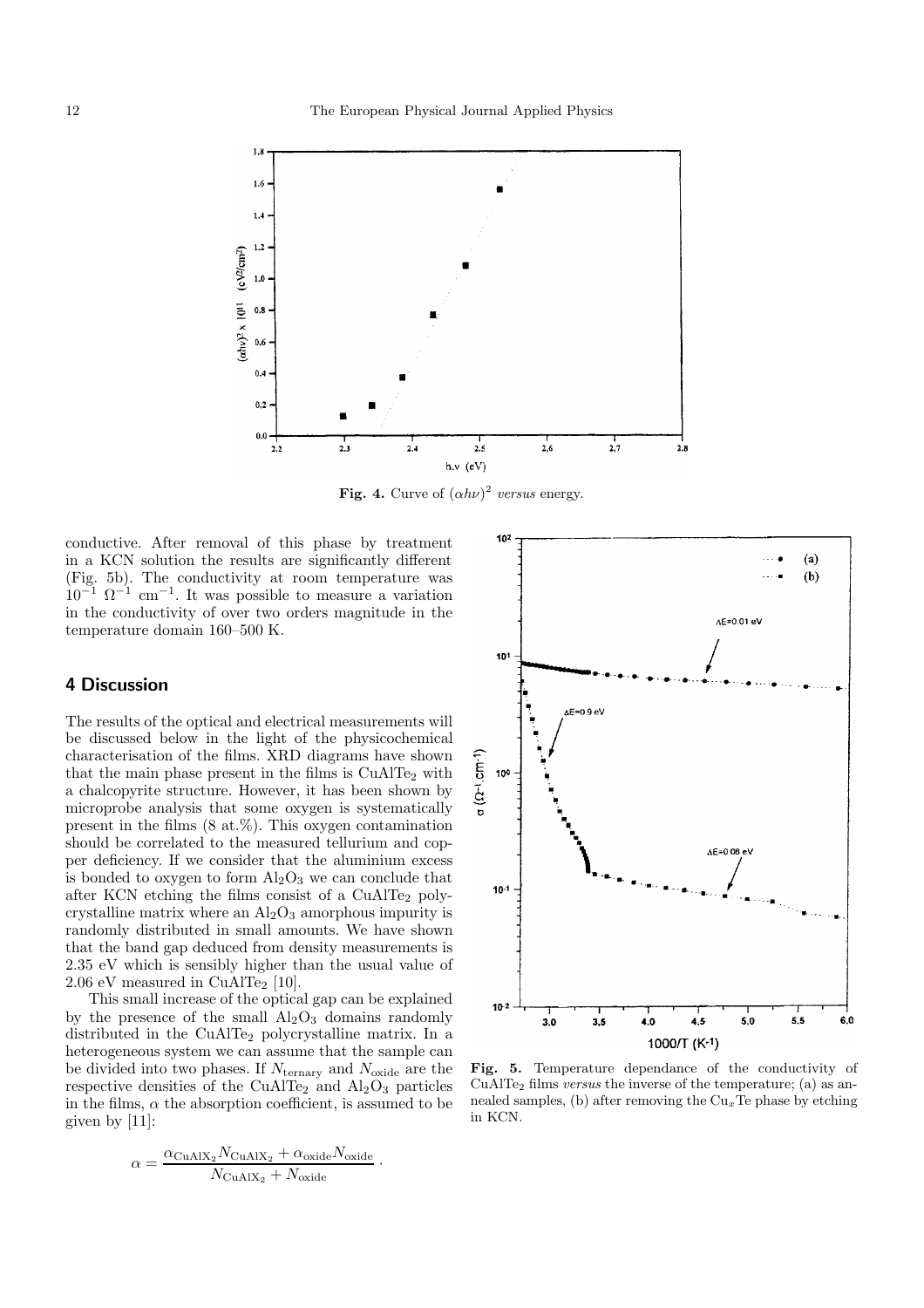**Fig. 4.** Curve of $(\alpha h\nu)^2$ *versus* energy.

conductive. After removal of this phase by treatment in a KCN solution the results are significantly different (Fig. 5b). The conductivity at room temperature was $10^{-1}\ \Omega^{-1}\ \text{cm}^{-1}$. It was possible to measure a variation in the conductivity of over two orders magnitude in the temperature domain 160–500 K.

## 4 Discussion

The results of the optical and electrical measurements will be discussed below in the light of the physicochemical characterisation of the films. XRD diagrams have shown that the main phase present in the films is $CuAlTe_2$ with a chalcopyrite structure. However, it has been shown by microprobe analysis that some oxygen is systematically present in the films (8 at.%). This oxygen contamination should be correlated to the measured tellurium and copper deficiency. If we consider that the aluminium excess is bonded to oxygen to form $Al_2O_3$ we can conclude that after KCN etching the films consist of a $CuAlTe_2$ polycrystalline matrix where an $Al_2O_3$ amorphous impurity is randomly distributed in small amounts. We have shown that the band gap deduced from density measurements is 2.35 eV which is sensibly higher than the usual value of 2.06 eV measured in $CuAlTe_2$ [10].

This small increase of the optical gap can be explained by the presence of the small $Al_2O_3$ domains randomly distributed in the $CuAlTe_2$ polycrystalline matrix. In a heterogeneous system we can assume that the sample can be divided into two phases. If $N_{\text{ternary}}$ and $N_{\text{oxide}}$ are the respective densities of the $CuAlTe_2$ and $Al_2O_3$ particles in the films, $\alpha$ the absorption coefficient, is assumed to be given by [11]:

$$\alpha = \frac{\alpha_{\text{CuAlX}_2} N_{\text{CuAlX}_2} + \alpha_{\text{oxide}} N_{\text{oxide}}}{N_{\text{CuAlX}_2} + N_{\text{oxide}}}.$$

**Fig. 5.** Temperature dependance of the conductivity of $CuAlTe_2$ films *versus* the inverse of the temperature; (a) as annealed samples, (b) after removing the $Cu_xTe$ phase by etching in KCN.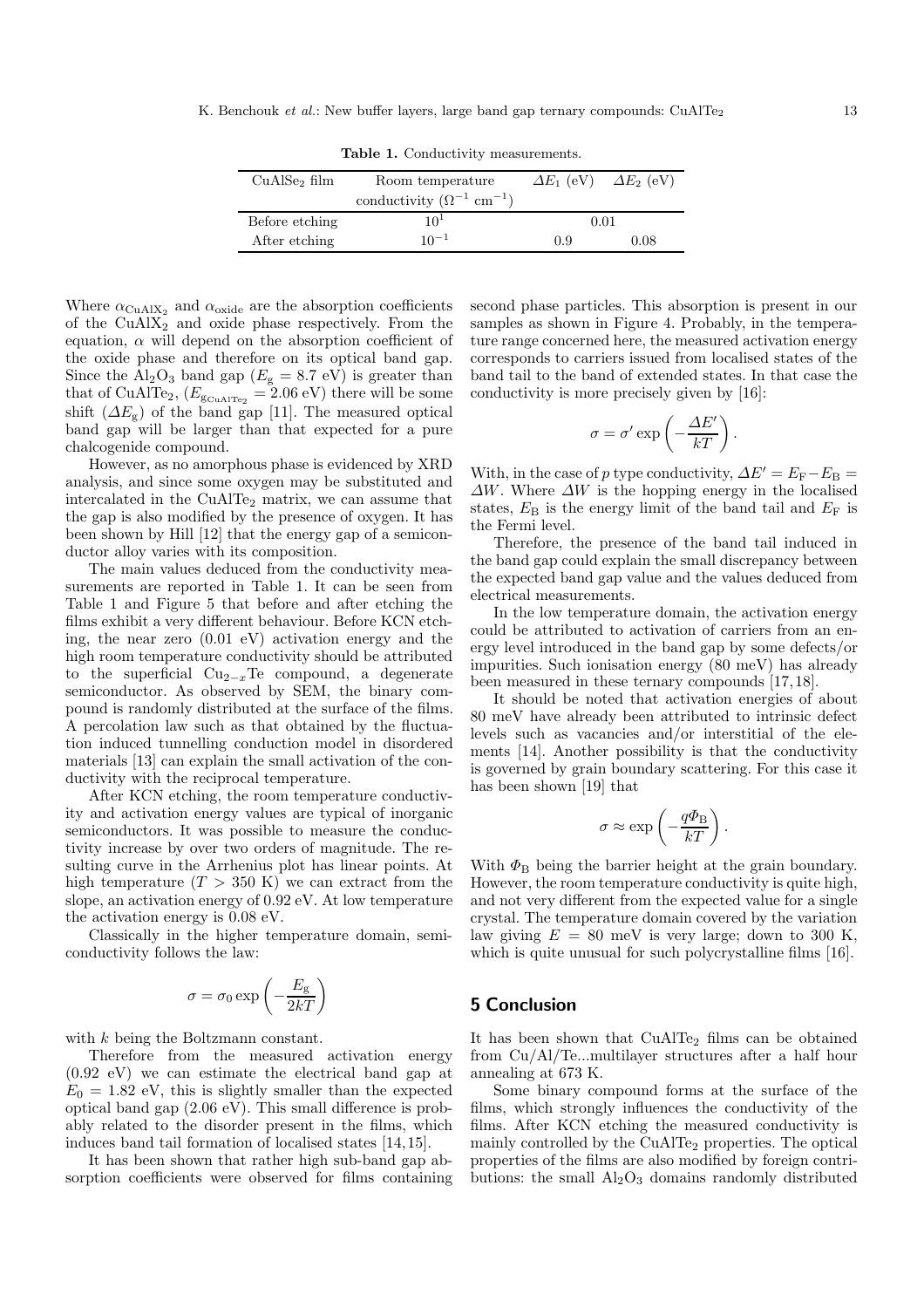**Table 1.** Conductivity measurements.

| $CuAlSe_2$ film | Room temperature conductivity ($\Omega^{-1}$ cm$^{-1}$) | $\Delta E_1$ (eV) | $\Delta E_2$ (eV) |
|---|---|---|---|
| Before etching | $10^1$ | 0.01 | |
| After etching | $10^{-1}$ | 0.9 | 0.08 |

Where $\alpha_{CuAlX_2}$ and $\alpha_{oxide}$ are the absorption coefficients of the $CuAlX_2$ and oxide phase respectively. From the equation, $\alpha$ will depend on the absorption coefficient of the oxide phase and therefore on its optical band gap. Since the $Al_2O_3$ band gap ($E_g = 8.7$ eV) is greater than that of $CuAlTe_2$, ($E_{g_{CuAlTe_2}} = 2.06$ eV) there will be some shift ($\Delta E_g$) of the band gap [11]. The measured optical band gap will be larger than that expected for a pure chalcogenide compound.

However, as no amorphous phase is evidenced by XRD analysis, and since some oxygen may be substituted and intercalated in the $CuAlTe_2$ matrix, we can assume that the gap is also modified by the presence of oxygen. It has been shown by Hill [12] that the energy gap of a semiconductor alloy varies with its composition.

The main values deduced from the conductivity measurements are reported in Table 1. It can be seen from Table 1 and Figure 5 that before and after etching the films exhibit a very different behaviour. Before KCN etching, the near zero (0.01 eV) activation energy and the high room temperature conductivity should be attributed to the superficial $Cu_{2-x}Te$ compound, a degenerate semiconductor. As observed by SEM, the binary compound is randomly distributed at the surface of the films. A percolation law such as that obtained by the fluctuation induced tunnelling conduction model in disordered materials [13] can explain the small activation of the conductivity with the reciprocal temperature.

After KCN etching, the room temperature conductivity and activation energy values are typical of inorganic semiconductors. It was possible to measure the conductivity increase by over two orders of magnitude. The resulting curve in the Arrhenius plot has linear points. At high temperature ($T > 350$ K) we can extract from the slope, an activation energy of 0.92 eV. At low temperature the activation energy is 0.08 eV.

Classically in the higher temperature domain, semiconductivity follows the law:

$$\sigma = \sigma_0 \exp\left(-\frac{E_g}{2kT}\right)$$

with $k$ being the Boltzmann constant.

Therefore from the measured activation energy (0.92 eV) we can estimate the electrical band gap at $E_0 = 1.82$ eV, this is slightly smaller than the expected optical band gap (2.06 eV). This small difference is probably related to the disorder present in the films, which induces band tail formation of localised states [14,15].

It has been shown that rather high sub-band gap absorption coefficients were observed for films containing second phase particles. This absorption is present in our samples as shown in Figure 4. Probably, in the temperature range concerned here, the measured activation energy corresponds to carriers issued from localised states of the band tail to the band of extended states. In that case the conductivity is more precisely given by [16]:

$$\sigma = \sigma' \exp\left(-\frac{\Delta E'}{kT}\right).$$

With, in the case of $p$ type conductivity, $\Delta E' = E_F - E_B = \Delta W$. Where $\Delta W$ is the hopping energy in the localised states, $E_B$ is the energy limit of the band tail and $E_F$ is the Fermi level.

Therefore, the presence of the band tail induced in the band gap could explain the small discrepancy between the expected band gap value and the values deduced from electrical measurements.

In the low temperature domain, the activation energy could be attributed to activation of carriers from an energy level introduced in the band gap by some defects/or impurities. Such ionisation energy (80 meV) has already been measured in these ternary compounds [17,18].

It should be noted that activation energies of about 80 meV have already been attributed to intrinsic defect levels such as vacancies and/or interstitial of the elements [14]. Another possibility is that the conductivity is governed by grain boundary scattering. For this case it has been shown [19] that

$$\sigma \approx \exp\left(-\frac{q\Phi_B}{kT}\right).$$

With $\Phi_B$ being the barrier height at the grain boundary. However, the room temperature conductivity is quite high, and not very different from the expected value for a single crystal. The temperature domain covered by the variation law giving $E = 80$ meV is very large; down to 300 K, which is quite unusual for such polycrystalline films [16].

## 5 Conclusion

It has been shown that $CuAlTe_2$ films can be obtained from Cu/Al/Te...multilayer structures after a half hour annealing at 673 K.

Some binary compound forms at the surface of the films, which strongly influences the conductivity of the films. After KCN etching the measured conductivity is mainly controlled by the $CuAlTe_2$ properties. The optical properties of the films are also modified by foreign contributions: the small $Al_2O_3$ domains randomly distributed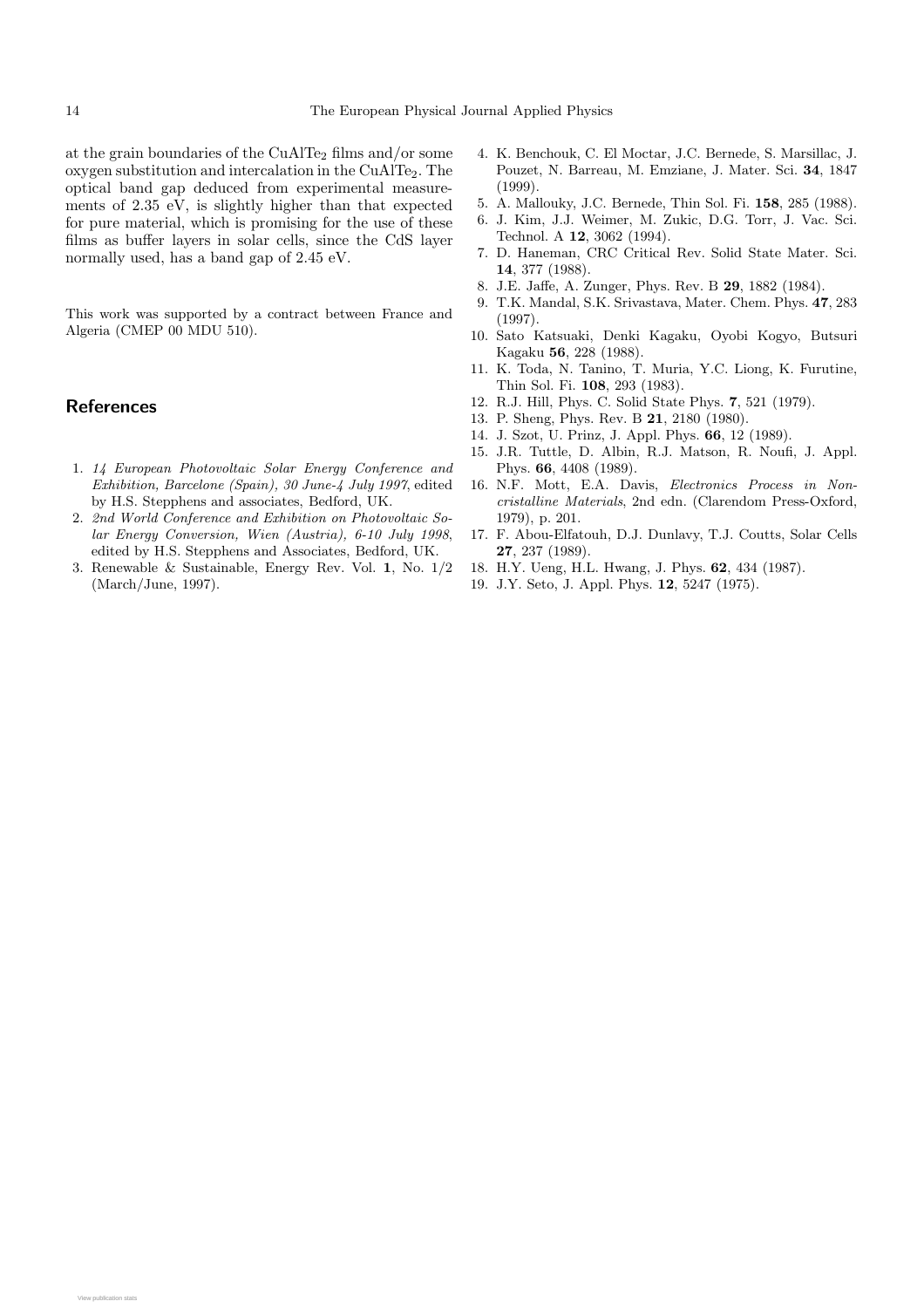at the grain boundaries of the $CuAlTe_2$ films and/or some oxygen substitution and intercalation in the $CuAlTe_2$. The optical band gap deduced from experimental measurements of 2.35 eV, is slightly higher than that expected for pure material, which is promising for the use of these films as buffer layers in solar cells, since the CdS layer normally used, has a band gap of 2.45 eV.

This work was supported by a contract between France and Algeria (CMEP 00 MDU 510).

## References

1. *14 European Photovoltaic Solar Energy Conference and Exhibition, Barcelone (Spain), 30 June-4 July 1997*, edited by H.S. Stepphens and associates, Bedford, UK.
2. *2nd World Conference and Exhibition on Photovoltaic Solar Energy Conversion, Wien (Austria), 6-10 July 1998*, edited by H.S. Stepphens and Associates, Bedford, UK.
3. Renewable & Sustainable, Energy Rev. Vol. **1**, No. 1/2 (March/June, 1997).
4. K. Benchouk, C. El Moctar, J.C. Bernede, S. Marsillac, J. Pouzet, N. Barreau, M. Emziane, J. Mater. Sci. **34**, 1847 (1999).
5. A. Mallouky, J.C. Bernede, Thin Sol. Fi. **158**, 285 (1988).
6. J. Kim, J.J. Weimer, M. Zukic, D.G. Torr, J. Vac. Sci. Technol. A **12**, 3062 (1994).
7. D. Haneman, CRC Critical Rev. Solid State Mater. Sci. **14**, 377 (1988).
8. J.E. Jaffe, A. Zunger, Phys. Rev. B **29**, 1882 (1984).
9. T.K. Mandal, S.K. Srivastava, Mater. Chem. Phys. **47**, 283 (1997).
10. Sato Katsuaki, Denki Kagaku, Oyobi Kogyo, Butsuri Kagaku **56**, 228 (1988).
11. K. Toda, N. Tanino, T. Muria, Y.C. Liong, K. Furutine, Thin Sol. Fi. **108**, 293 (1983).
12. R.J. Hill, Phys. C. Solid State Phys. **7**, 521 (1979).
13. P. Sheng, Phys. Rev. B **21**, 2180 (1980).
14. J. Szot, U. Prinz, J. Appl. Phys. **66**, 12 (1989).
15. J.R. Tuttle, D. Albin, R.J. Matson, R. Noufi, J. Appl. Phys. **66**, 4408 (1989).
16. N.F. Mott, E.A. Davis, *Electronics Process in Non-cristalline Materials*, 2nd edn. (Clarendom Press-Oxford, 1979), p. 201.
17. F. Abou-Elfatouh, D.J. Dunlavy, T.J. Coutts, Solar Cells **27**, 237 (1989).
18. H.Y. Ueng, H.L. Hwang, J. Phys. **62**, 434 (1987).
19. J.Y. Seto, J. Appl. Phys. **12**, 5247 (1975).